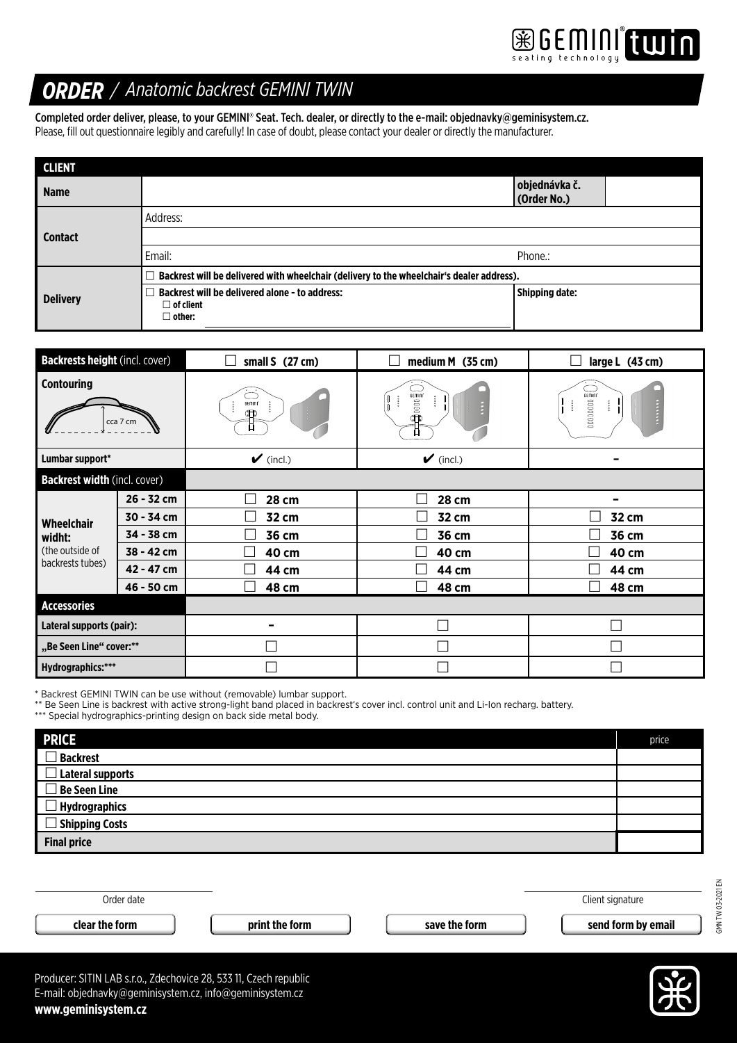# *ORDER* / *Anatomic backrest GEMINI TWIN*

**Completed order deliver, please, to your GEMINI® Seat. Tech. dealer, or directly to the e-mail: objednavky@geminisystem.cz.**
Please, fill out questionnaire legibly and carefully! In case of doubt, please contact your dealer or directly the manufacturer.

| **CLIENT** | | |
|---|---|---|
| **Name** | | **objednávka č. (Order No.)** |
| **Contact** | Address: | |
| | Email: | Phone.: |
| **Delivery** | ☐ **Backrest will be delivered with wheelchair (delivery to the wheelchair's dealer address).** | |
| | ☐ **Backrest will be delivered alone - to address:** ☐ **of client** ☐ **other:** | **Shipping date:** |

| **Backrests height** (incl. cover) | | ☐ **small S (27 cm)** | ☐ **medium M (35 cm)** | ☐ **large L (43 cm)** |
|---|---|---|---|---|
| **Contouring** cca 7 cm | | | | |
| **Lumbar support*** | | ✔ (incl.) | ✔ (incl.) | - |
| **Backrest width** (incl. cover) | | | | |
| **Wheelchair widht:** (the outside of backrests tubes) | **26 - 32 cm** | ☐ **28 cm** | ☐ **28 cm** | - |
| | **30 - 34 cm** | ☐ **32 cm** | ☐ **32 cm** | ☐ **32 cm** |
| | **34 - 38 cm** | ☐ **36 cm** | ☐ **36 cm** | ☐ **36 cm** |
| | **38 - 42 cm** | ☐ **40 cm** | ☐ **40 cm** | ☐ **40 cm** |
| | **42 - 47 cm** | ☐ **44 cm** | ☐ **44 cm** | ☐ **44 cm** |
| | **46 - 50 cm** | ☐ **48 cm** | ☐ **48 cm** | ☐ **48 cm** |
| **Accessories** | | | | |
| **Lateral supports (pair):** | | - | ☐ | ☐ |
| **„Be Seen Line" cover:**** | | ☐ | ☐ | ☐ |
| **Hydrographics:***** | | ☐ | ☐ | ☐ |

\* Backrest GEMINI TWIN can be use without (removable) lumbar support.
\*\* Be Seen Line is backrest with active strong-light band placed in backrest's cover incl. control unit and Li-Ion recharg. battery.
\*\*\* Special hydrographics-printing design on back side metal body.

| **PRICE** | price |
|---|---|
| ☐ **Backrest** | |
| ☐ **Lateral supports** | |
| ☐ **Be Seen Line** | |
| ☐ **Hydrographics** | |
| ☐ **Shipping Costs** | |
| **Final price** | |

Order date

Client signature

**clear the form** | **print the form** | **save the form** | **send form by email**

GMN TW 03-2021 EN

Producer: SITIN LAB s.r.o., Zdechovice 28, 533 11, Czech republic
E-mail: objednavky@geminisystem.cz, info@geminisystem.cz
**www.geminisystem.cz**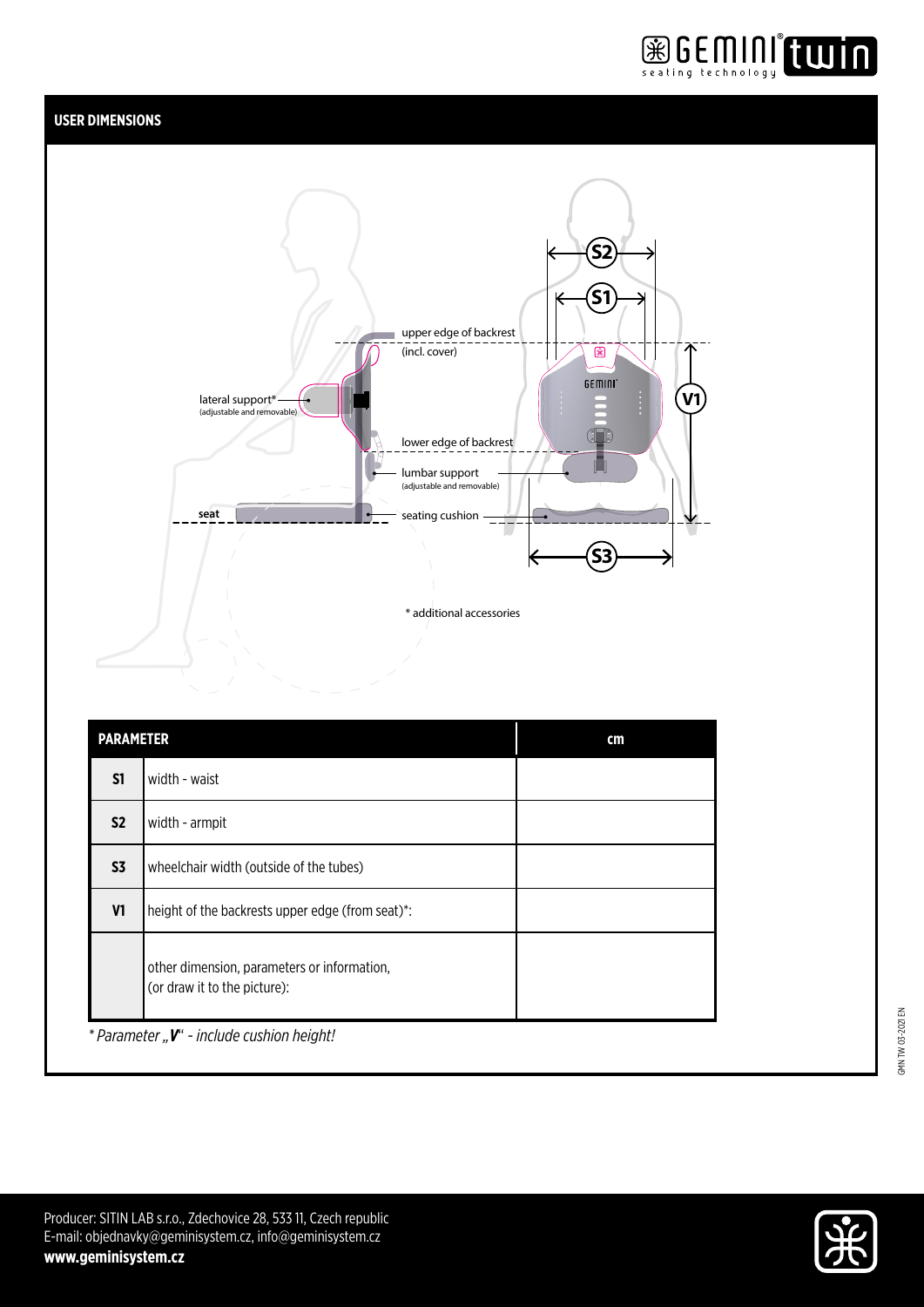## USER DIMENSIONS

upper edge of backrest
(incl. cover)

lateral support*
(adjustable and removable)

lower edge of backrest

lumbar support
(adjustable and removable)

seat

seating cushion

S1

S2

S3

V1

\* additional accessories

| PARAMETER | | cm |
|---|---|---|
| S1 | width - waist | |
| S2 | width - armpit | |
| S3 | wheelchair width (outside of the tubes) | |
| V1 | height of the backrests upper edge (from seat)*: | |
| | other dimension, parameters or information, (or draw it to the picture): | |

*\* Parameter „**V**“ - include cushion height!*

GMN TW 03-2021 EN

Producer: SITIN LAB s.r.o., Zdechovice 28, 533 11, Czech republic
E-mail: objednavky@geminisystem.cz, info@geminisystem.cz
**www.geminisystem.cz**